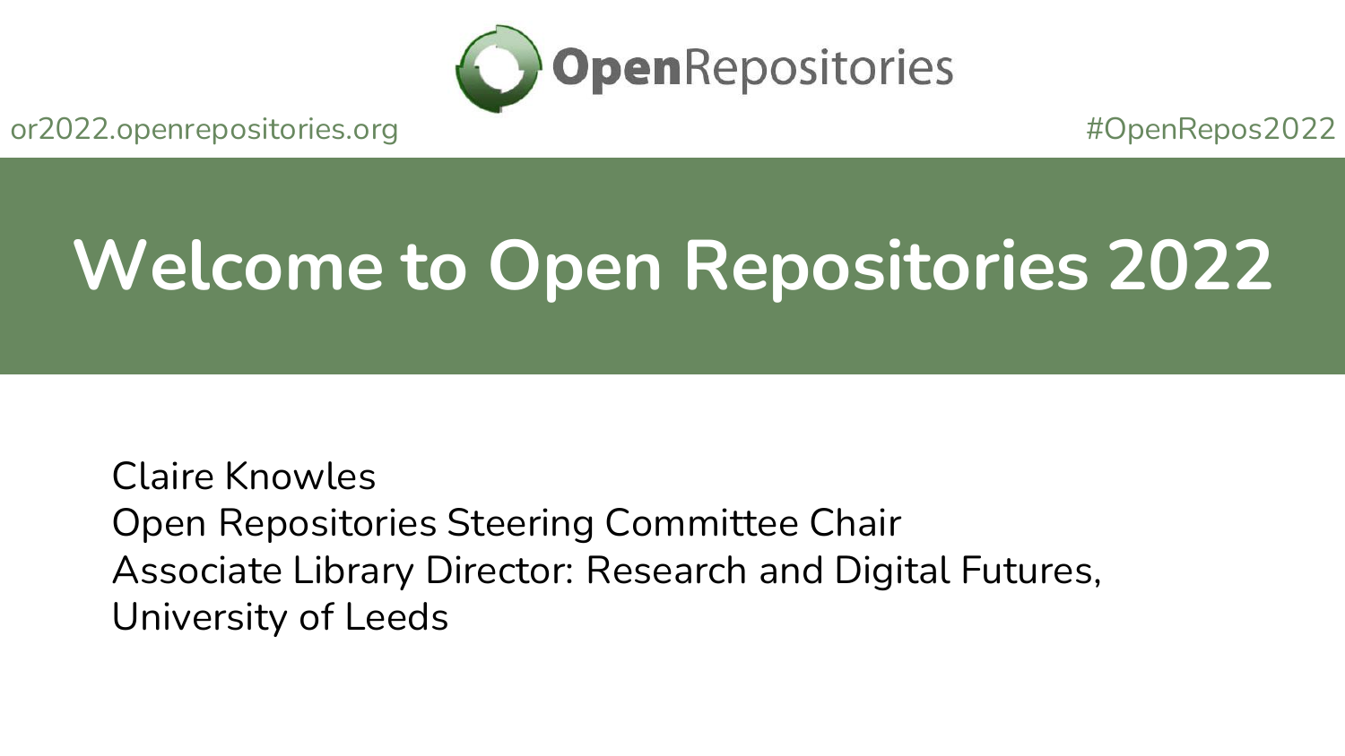OpenRepositories

or2022.openrepositories.org

#OpenRepos2022

# Welcome to Open Repositories 2022

Claire Knowles
Open Repositories Steering Committee Chair
Associate Library Director: Research and Digital Futures,
University of Leeds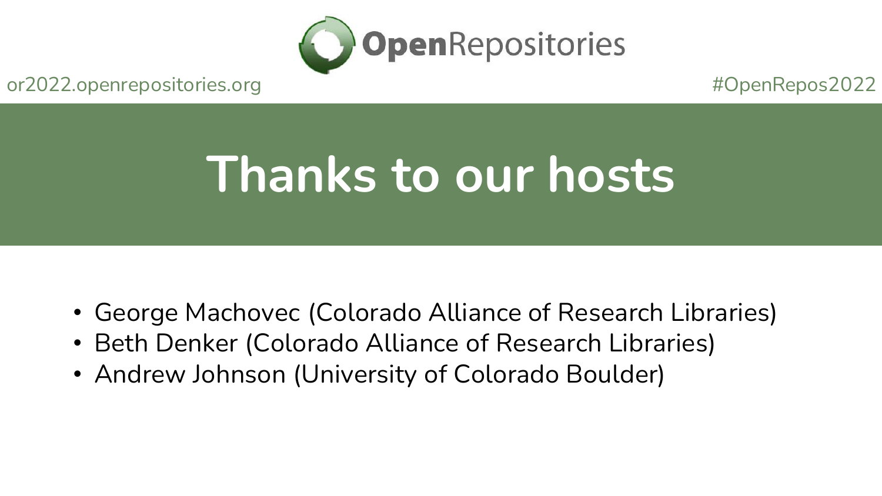# Thanks to our hosts

- George Machovec (Colorado Alliance of Research Libraries)
- Beth Denker (Colorado Alliance of Research Libraries)
- Andrew Johnson (University of Colorado Boulder)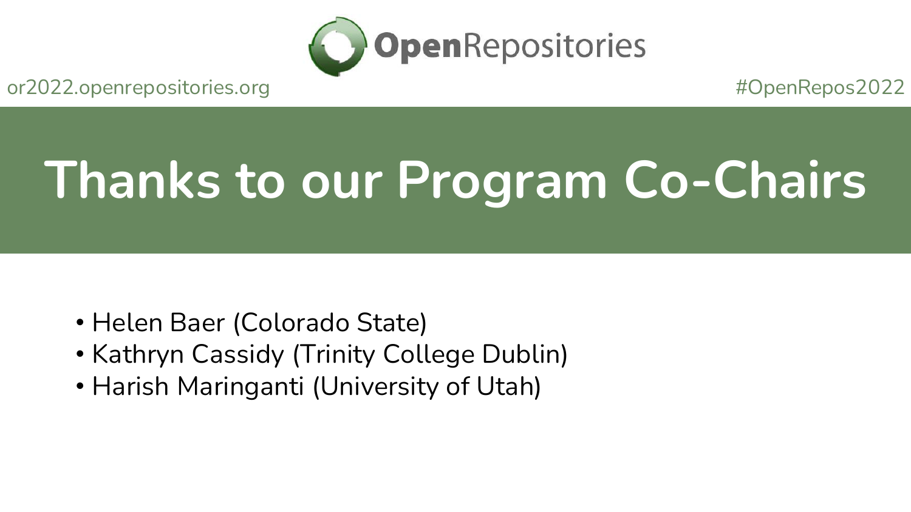# Thanks to our Program Co-Chairs

- Helen Baer (Colorado State)
- Kathryn Cassidy (Trinity College Dublin)
- Harish Maringanti (University of Utah)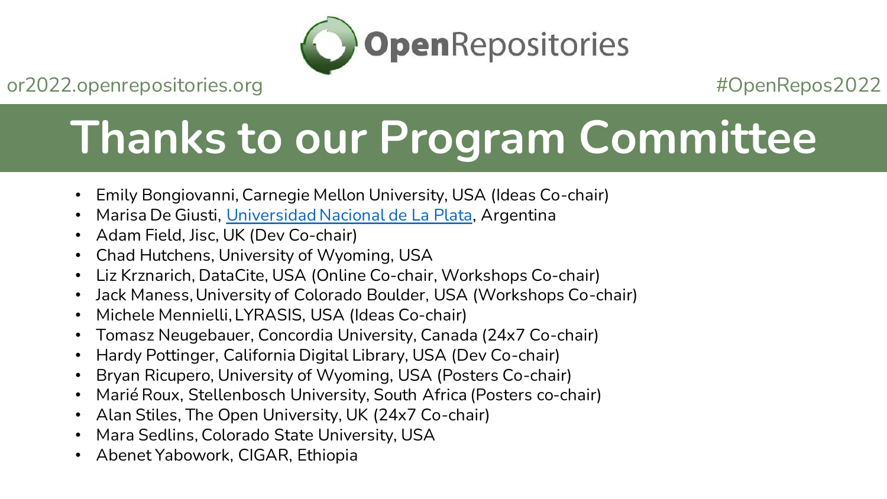OpenRepositories

or2022.openrepositories.org

#OpenRepos2022

# Thanks to our Program Committee

- Emily Bongiovanni, Carnegie Mellon University, USA (Ideas Co-chair)
- Marisa De Giusti, Universidad Nacional de La Plata, Argentina
- Adam Field, Jisc, UK (Dev Co-chair)
- Chad Hutchens, University of Wyoming, USA
- Liz Krznarich, DataCite, USA (Online Co-chair, Workshops Co-chair)
- Jack Maness, University of Colorado Boulder, USA (Workshops Co-chair)
- Michele Mennielli, LYRASIS, USA (Ideas Co-chair)
- Tomasz Neugebauer, Concordia University, Canada (24x7 Co-chair)
- Hardy Pottinger, California Digital Library, USA (Dev Co-chair)
- Bryan Ricupero, University of Wyoming, USA (Posters Co-chair)
- Marié Roux, Stellenbosch University, South Africa (Posters co-chair)
- Alan Stiles, The Open University, UK (24x7 Co-chair)
- Mara Sedlins, Colorado State University, USA
- Abenet Yabowork, CIGAR, Ethiopia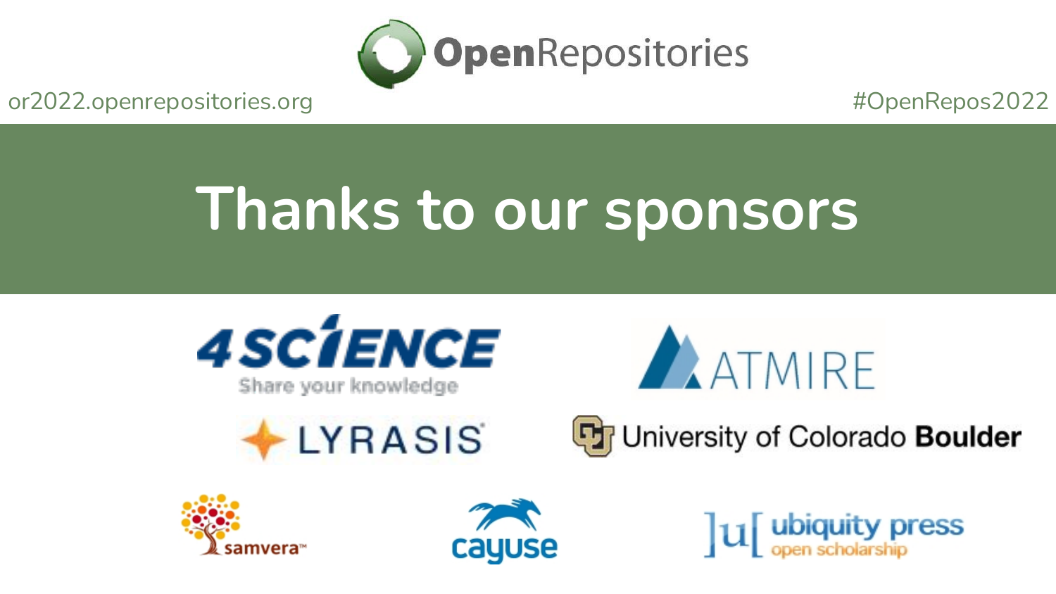OpenRepositories

or2022.openrepositories.org

#OpenRepos2022

# Thanks to our sponsors

4SCIENCE
Share your knowledge

ATMIRE

LYRASIS

University of Colorado Boulder

samvera™

cayuse

]u[ ubiquity press
open scholarship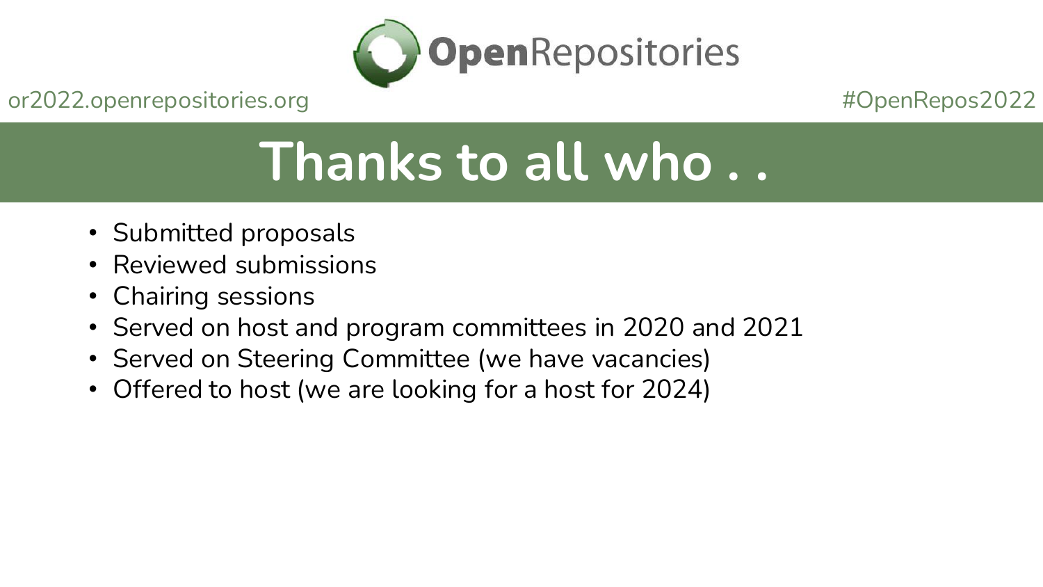# Thanks to all who . .

- Submitted proposals
- Reviewed submissions
- Chairing sessions
- Served on host and program committees in 2020 and 2021
- Served on Steering Committee (we have vacancies)
- Offered to host (we are looking for a host for 2024)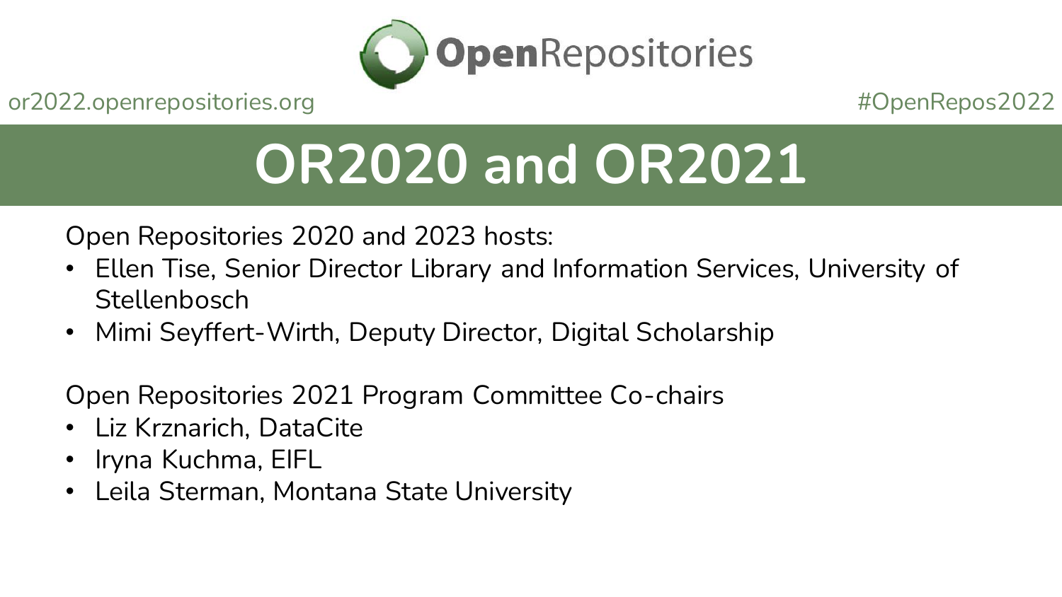# OR2020 and OR2021

Open Repositories 2020 and 2023 hosts:

- Ellen Tise, Senior Director Library and Information Services, University of Stellenbosch
- Mimi Seyffert-Wirth, Deputy Director, Digital Scholarship

Open Repositories 2021 Program Committee Co-chairs

- Liz Krznarich, DataCite
- Iryna Kuchma, EIFL
- Leila Sterman, Montana State University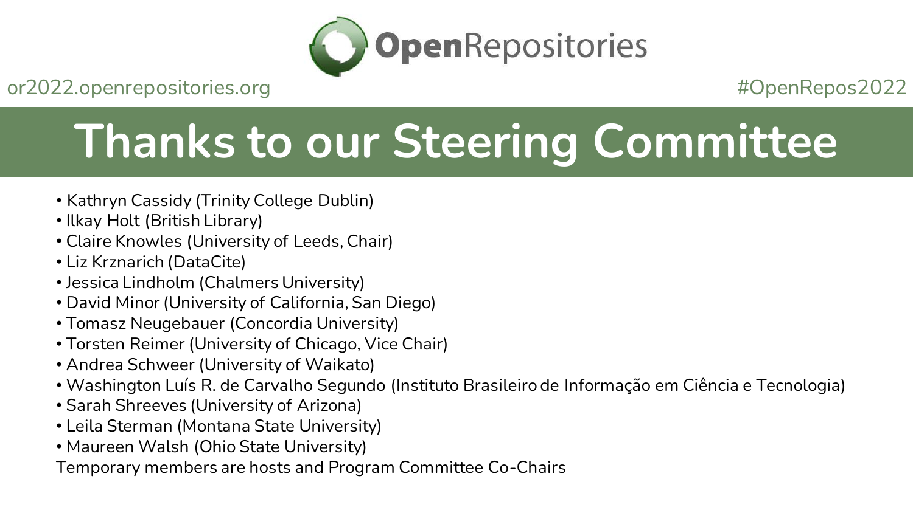OpenRepositories

or2022.openrepositories.org

#OpenRepos2022

# Thanks to our Steering Committee

- Kathryn Cassidy (Trinity College Dublin)
- Ilkay Holt (British Library)
- Claire Knowles (University of Leeds, Chair)
- Liz Krznarich (DataCite)
- Jessica Lindholm (Chalmers University)
- David Minor (University of California, San Diego)
- Tomasz Neugebauer (Concordia University)
- Torsten Reimer (University of Chicago, Vice Chair)
- Andrea Schweer (University of Waikato)
- Washington Luís R. de Carvalho Segundo (Instituto Brasileiro de Informação em Ciência e Tecnologia)
- Sarah Shreeves (University of Arizona)
- Leila Sterman (Montana State University)
- Maureen Walsh (Ohio State University)

Temporary members are hosts and Program Committee Co-Chairs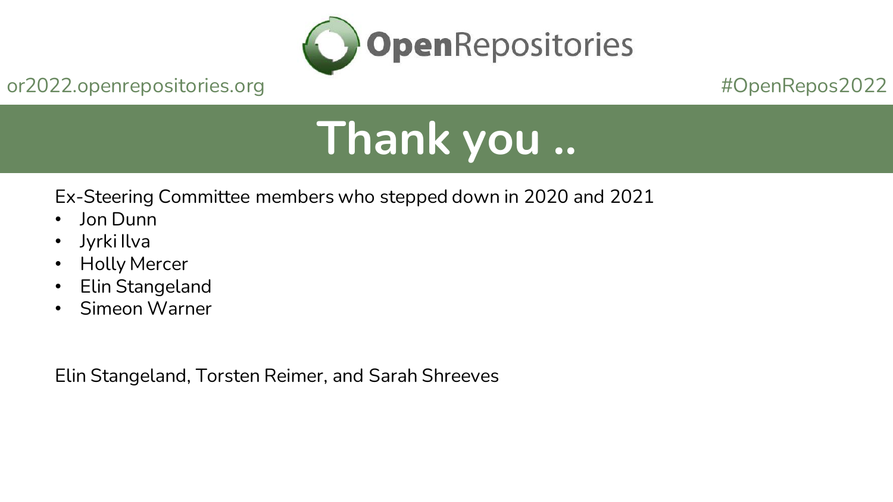# Thank you ..

Ex-Steering Committee members who stepped down in 2020 and 2021

- Jon Dunn
- Jyrki Ilva
- Holly Mercer
- Elin Stangeland
- Simeon Warner

Elin Stangeland, Torsten Reimer, and Sarah Shreeves